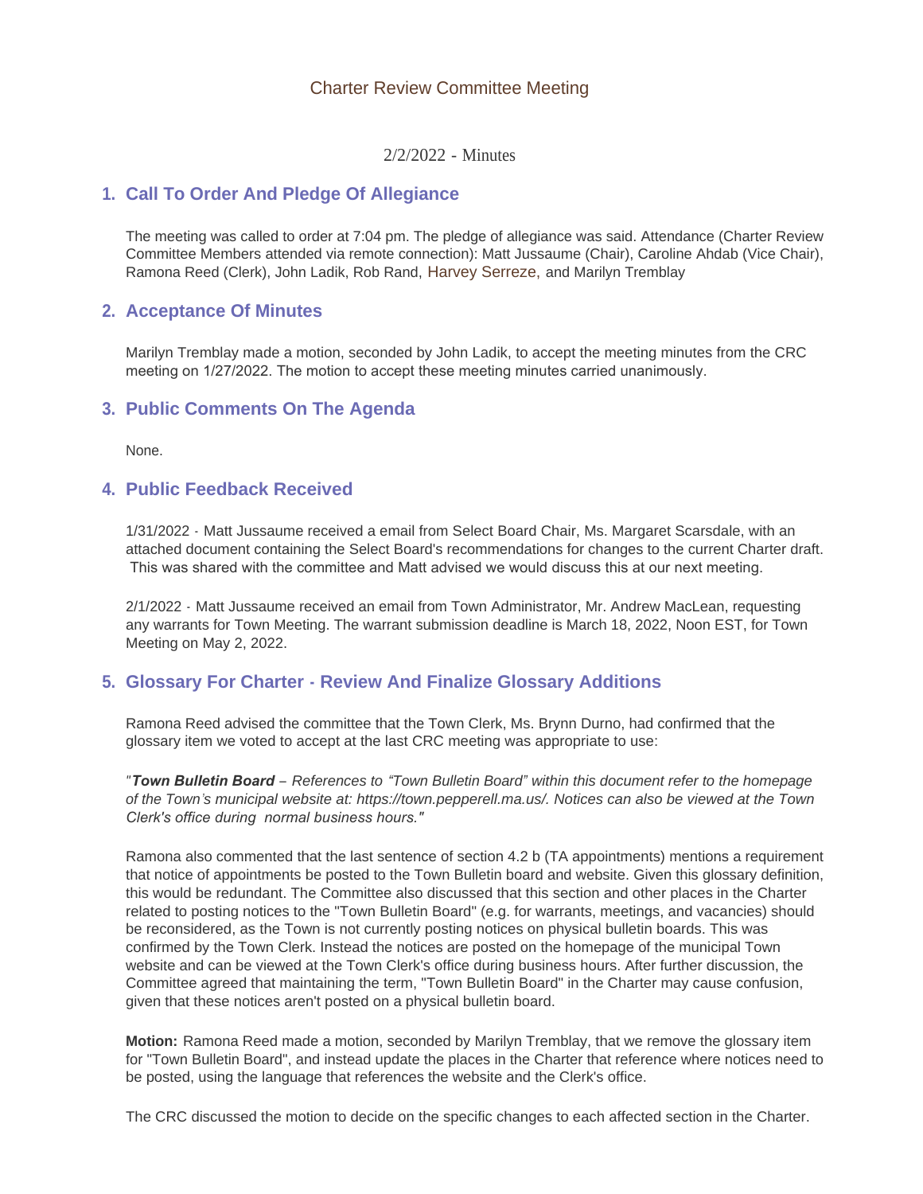# Charter Review Committee Meeting

2/2/2022 - Minutes

## 1. Call To Order And Pledge Of Allegiance

The meeting was called to order at 7:04 pm. The pledge of allegiance was said. Attendance (Charter Review Committee Members attended via remote connection): Matt Jussaume (Chair), Caroline Ahdab (Vice Chair), Ramona Reed (Clerk), John Ladik, Rob Rand, Harvey Serreze, and Marilyn Tremblay

## 2. Acceptance Of Minutes

Marilyn Tremblay made a motion, seconded by John Ladik, to accept the meeting minutes from the CRC meeting on 1/27/2022. The motion to accept these meeting minutes carried unanimously.

## 3. Public Comments On The Agenda

None.

## 4. Public Feedback Received

1/31/2022 - Matt Jussaume received a email from Select Board Chair, Ms. Margaret Scarsdale, with an attached document containing the Select Board's recommendations for changes to the current Charter draft. This was shared with the committee and Matt advised we would discuss this at our next meeting.

2/1/2022 - Matt Jussaume received an email from Town Administrator, Mr. Andrew MacLean, requesting any warrants for Town Meeting. The warrant submission deadline is March 18, 2022, Noon EST, for Town Meeting on May 2, 2022.

## 5. Glossary For Charter - Review And Finalize Glossary Additions

Ramona Reed advised the committee that the Town Clerk, Ms. Brynn Durno, had confirmed that the glossary item we voted to accept at the last CRC meeting was appropriate to use:

*"**Town Bulletin Board** – References to "Town Bulletin Board" within this document refer to the homepage of the Town's municipal website at: https://town.pepperell.ma.us/. Notices can also be viewed at the Town Clerk's office during normal business hours."*

Ramona also commented that the last sentence of section 4.2 b (TA appointments) mentions a requirement that notice of appointments be posted to the Town Bulletin board and website. Given this glossary definition, this would be redundant. The Committee also discussed that this section and other places in the Charter related to posting notices to the "Town Bulletin Board" (e.g. for warrants, meetings, and vacancies) should be reconsidered, as the Town is not currently posting notices on physical bulletin boards. This was confirmed by the Town Clerk. Instead the notices are posted on the homepage of the municipal Town website and can be viewed at the Town Clerk's office during business hours. After further discussion, the Committee agreed that maintaining the term, "Town Bulletin Board" in the Charter may cause confusion, given that these notices aren't posted on a physical bulletin board.

**Motion:** Ramona Reed made a motion, seconded by Marilyn Tremblay, that we remove the glossary item for "Town Bulletin Board", and instead update the places in the Charter that reference where notices need to be posted, using the language that references the website and the Clerk's office.

The CRC discussed the motion to decide on the specific changes to each affected section in the Charter.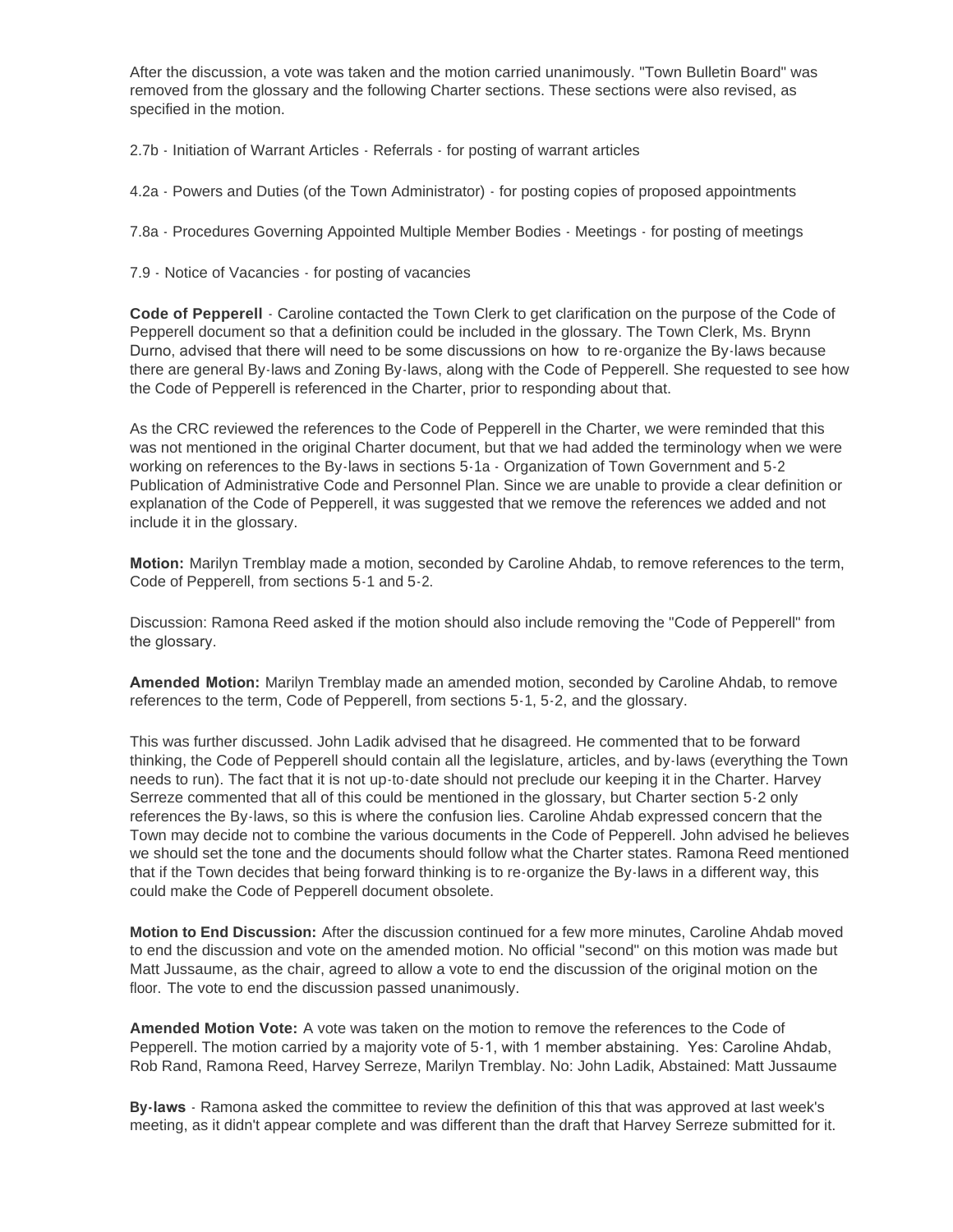After the discussion, a vote was taken and the motion carried unanimously. "Town Bulletin Board" was removed from the glossary and the following Charter sections. These sections were also revised, as specified in the motion.

2.7b - Initiation of Warrant Articles - Referrals - for posting of warrant articles

4.2a - Powers and Duties (of the Town Administrator) - for posting copies of proposed appointments

7.8a - Procedures Governing Appointed Multiple Member Bodies - Meetings - for posting of meetings

7.9 - Notice of Vacancies - for posting of vacancies

**Code of Pepperell** - Caroline contacted the Town Clerk to get clarification on the purpose of the Code of Pepperell document so that a definition could be included in the glossary. The Town Clerk, Ms. Brynn Durno, advised that there will need to be some discussions on how to re-organize the By-laws because there are general By-laws and Zoning By-laws, along with the Code of Pepperell. She requested to see how the Code of Pepperell is referenced in the Charter, prior to responding about that.

As the CRC reviewed the references to the Code of Pepperell in the Charter, we were reminded that this was not mentioned in the original Charter document, but that we had added the terminology when we were working on references to the By-laws in sections 5-1a - Organization of Town Government and 5-2 Publication of Administrative Code and Personnel Plan. Since we are unable to provide a clear definition or explanation of the Code of Pepperell, it was suggested that we remove the references we added and not include it in the glossary.

**Motion:** Marilyn Tremblay made a motion, seconded by Caroline Ahdab, to remove references to the term, Code of Pepperell, from sections 5-1 and 5-2.

Discussion: Ramona Reed asked if the motion should also include removing the "Code of Pepperell" from the glossary.

**Amended Motion:** Marilyn Tremblay made an amended motion, seconded by Caroline Ahdab, to remove references to the term, Code of Pepperell, from sections 5-1, 5-2, and the glossary.

This was further discussed. John Ladik advised that he disagreed. He commented that to be forward thinking, the Code of Pepperell should contain all the legislature, articles, and by-laws (everything the Town needs to run). The fact that it is not up-to-date should not preclude our keeping it in the Charter. Harvey Serreze commented that all of this could be mentioned in the glossary, but Charter section 5-2 only references the By-laws, so this is where the confusion lies. Caroline Ahdab expressed concern that the Town may decide not to combine the various documents in the Code of Pepperell. John advised he believes we should set the tone and the documents should follow what the Charter states. Ramona Reed mentioned that if the Town decides that being forward thinking is to re-organize the By-laws in a different way, this could make the Code of Pepperell document obsolete.

**Motion to End Discussion:** After the discussion continued for a few more minutes, Caroline Ahdab moved to end the discussion and vote on the amended motion. No official "second" on this motion was made but Matt Jussaume, as the chair, agreed to allow a vote to end the discussion of the original motion on the floor. The vote to end the discussion passed unanimously.

**Amended Motion Vote:** A vote was taken on the motion to remove the references to the Code of Pepperell. The motion carried by a majority vote of 5-1, with 1 member abstaining. Yes: Caroline Ahdab, Rob Rand, Ramona Reed, Harvey Serreze, Marilyn Tremblay. No: John Ladik, Abstained: Matt Jussaume

**By-laws** - Ramona asked the committee to review the definition of this that was approved at last week's meeting, as it didn't appear complete and was different than the draft that Harvey Serreze submitted for it.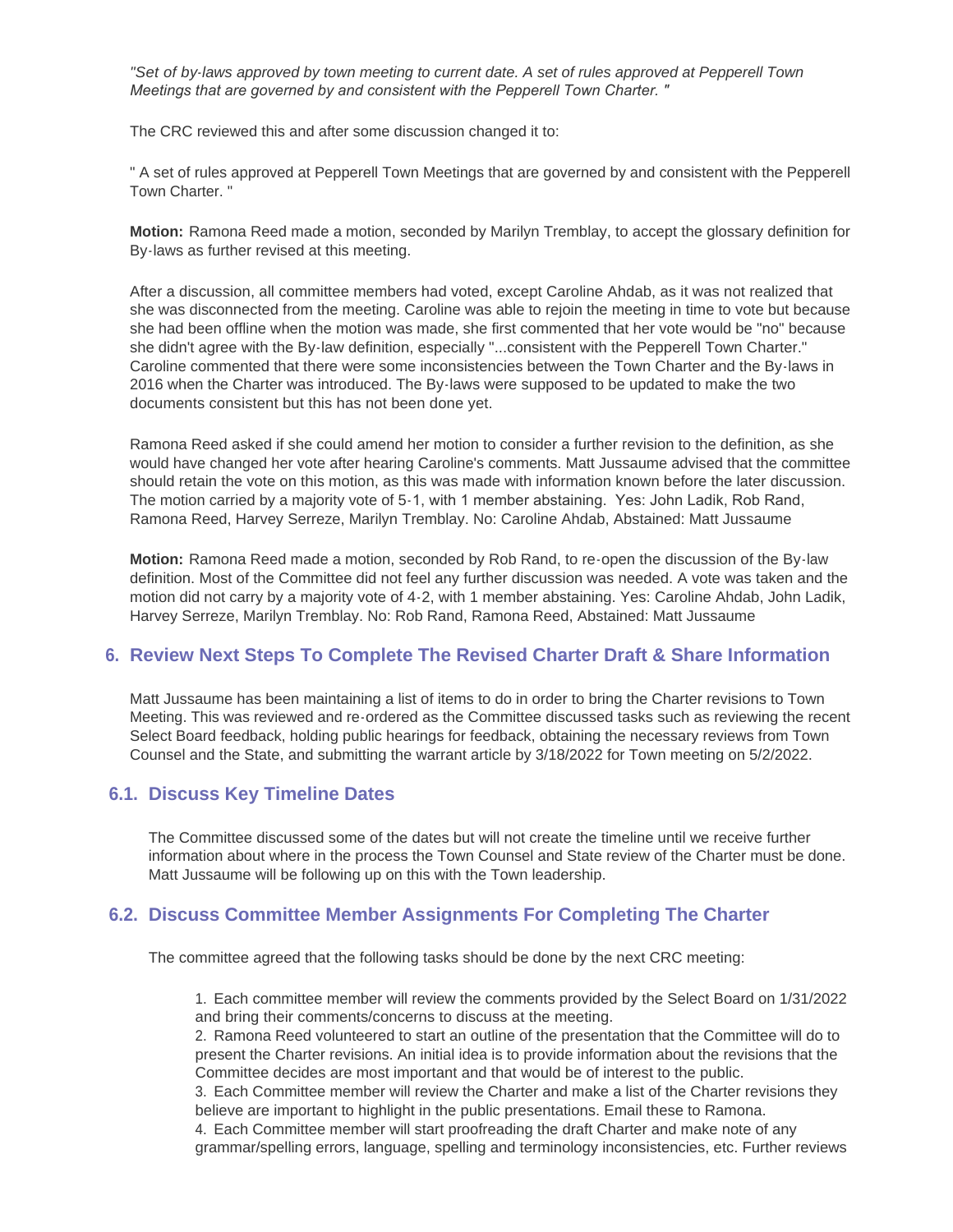*"Set of by-laws approved by town meeting to current date. A set of rules approved at Pepperell Town Meetings that are governed by and consistent with the Pepperell Town Charter. "*

The CRC reviewed this and after some discussion changed it to:

" A set of rules approved at Pepperell Town Meetings that are governed by and consistent with the Pepperell Town Charter. "

**Motion:** Ramona Reed made a motion, seconded by Marilyn Tremblay, to accept the glossary definition for By-laws as further revised at this meeting.

After a discussion, all committee members had voted, except Caroline Ahdab, as it was not realized that she was disconnected from the meeting. Caroline was able to rejoin the meeting in time to vote but because she had been offline when the motion was made, she first commented that her vote would be "no" because she didn't agree with the By-law definition, especially "...consistent with the Pepperell Town Charter." Caroline commented that there were some inconsistencies between the Town Charter and the By-laws in 2016 when the Charter was introduced. The By-laws were supposed to be updated to make the two documents consistent but this has not been done yet.

Ramona Reed asked if she could amend her motion to consider a further revision to the definition, as she would have changed her vote after hearing Caroline's comments. Matt Jussaume advised that the committee should retain the vote on this motion, as this was made with information known before the later discussion. The motion carried by a majority vote of 5-1, with 1 member abstaining. Yes: John Ladik, Rob Rand, Ramona Reed, Harvey Serreze, Marilyn Tremblay. No: Caroline Ahdab, Abstained: Matt Jussaume

**Motion:** Ramona Reed made a motion, seconded by Rob Rand, to re-open the discussion of the By-law definition. Most of the Committee did not feel any further discussion was needed. A vote was taken and the motion did not carry by a majority vote of 4-2, with 1 member abstaining. Yes: Caroline Ahdab, John Ladik, Harvey Serreze, Marilyn Tremblay. No: Rob Rand, Ramona Reed, Abstained: Matt Jussaume

## 6. Review Next Steps To Complete The Revised Charter Draft & Share Information

Matt Jussaume has been maintaining a list of items to do in order to bring the Charter revisions to Town Meeting. This was reviewed and re-ordered as the Committee discussed tasks such as reviewing the recent Select Board feedback, holding public hearings for feedback, obtaining the necessary reviews from Town Counsel and the State, and submitting the warrant article by 3/18/2022 for Town meeting on 5/2/2022.

### 6.1. Discuss Key Timeline Dates

The Committee discussed some of the dates but will not create the timeline until we receive further information about where in the process the Town Counsel and State review of the Charter must be done. Matt Jussaume will be following up on this with the Town leadership.

### 6.2. Discuss Committee Member Assignments For Completing The Charter

The committee agreed that the following tasks should be done by the next CRC meeting:

1. Each committee member will review the comments provided by the Select Board on 1/31/2022 and bring their comments/concerns to discuss at the meeting.
2. Ramona Reed volunteered to start an outline of the presentation that the Committee will do to present the Charter revisions. An initial idea is to provide information about the revisions that the Committee decides are most important and that would be of interest to the public.
3. Each Committee member will review the Charter and make a list of the Charter revisions they believe are important to highlight in the public presentations. Email these to Ramona.
4. Each Committee member will start proofreading the draft Charter and make note of any grammar/spelling errors, language, spelling and terminology inconsistencies, etc. Further reviews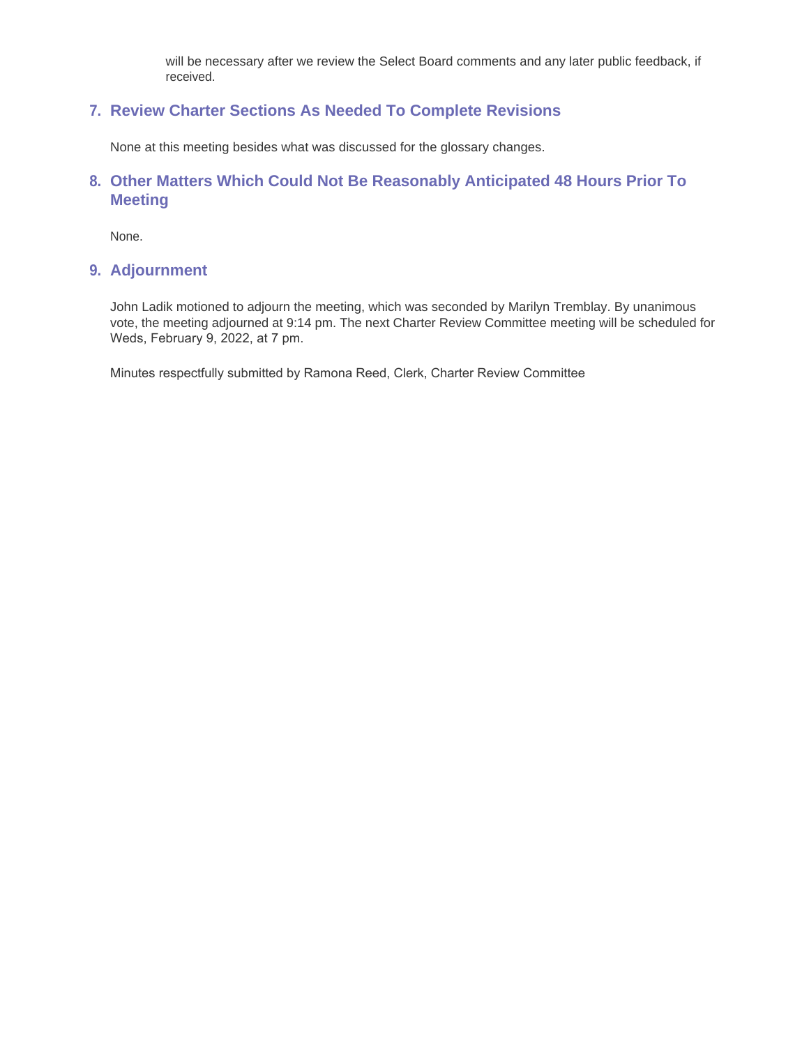will be necessary after we review the Select Board comments and any later public feedback, if received.

## 7. Review Charter Sections As Needed To Complete Revisions

None at this meeting besides what was discussed for the glossary changes.

## 8. Other Matters Which Could Not Be Reasonably Anticipated 48 Hours Prior To Meeting

None.

## 9. Adjournment

John Ladik motioned to adjourn the meeting, which was seconded by Marilyn Tremblay. By unanimous vote, the meeting adjourned at 9:14 pm. The next Charter Review Committee meeting will be scheduled for Weds, February 9, 2022, at 7 pm.

Minutes respectfully submitted by Ramona Reed, Clerk, Charter Review Committee